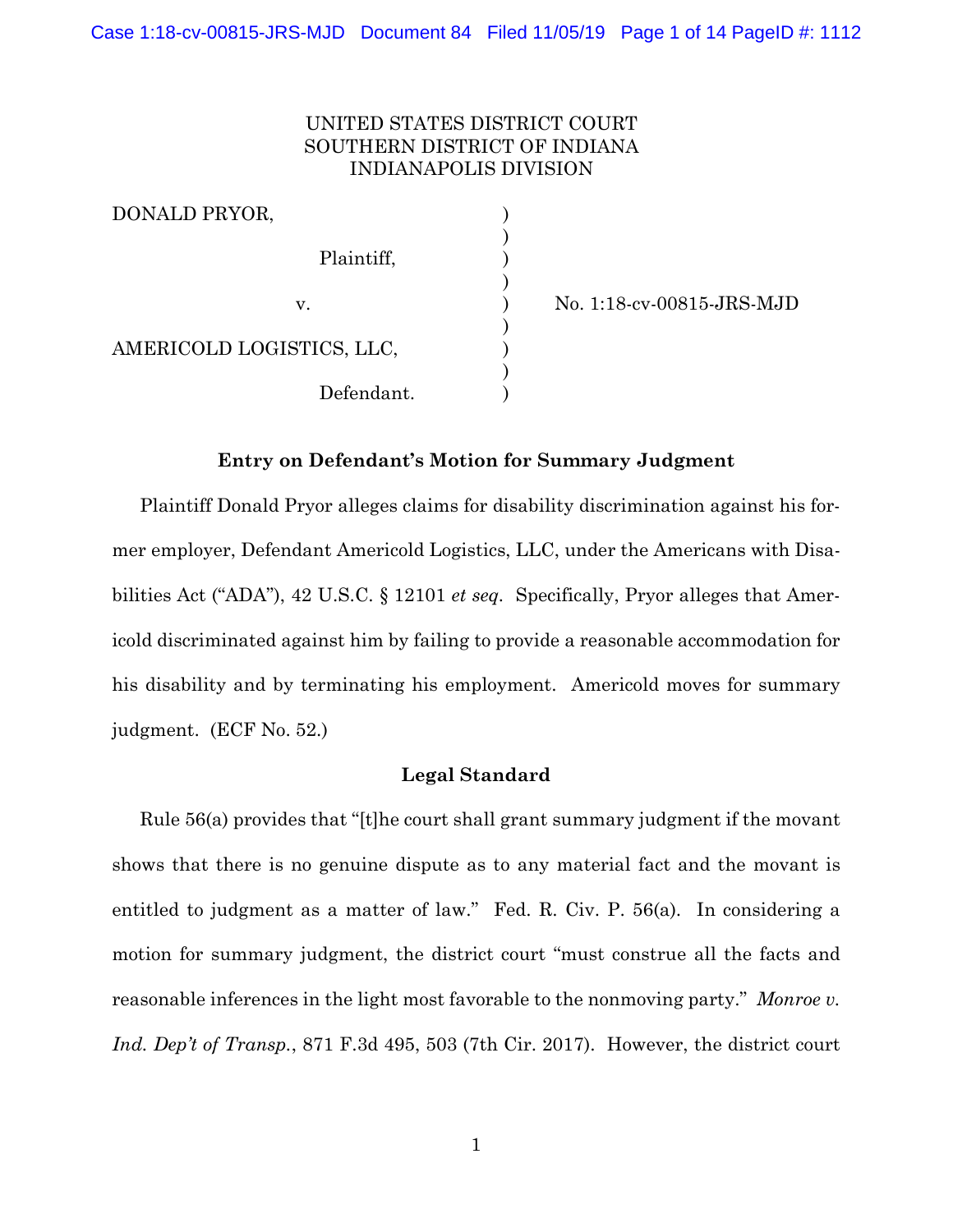UNITED STATES DISTRICT COURT
SOUTHERN DISTRICT OF INDIANA
INDIANAPOLIS DIVISION

| | | |
|---|---|---|
| DONALD PRYOR, | ) | |
| | ) | |
| Plaintiff, | ) | |
| | ) | |
| v. | ) | No. 1:18-cv-00815-JRS-MJD |
| | ) | |
| AMERICOLD LOGISTICS, LLC, | ) | |
| | ) | |
| Defendant. | ) | |

## Entry on Defendant's Motion for Summary Judgment

Plaintiff Donald Pryor alleges claims for disability discrimination against his former employer, Defendant Americold Logistics, LLC, under the Americans with Disabilities Act ("ADA"), 42 U.S.C. § 12101 *et seq*. Specifically, Pryor alleges that Americold discriminated against him by failing to provide a reasonable accommodation for his disability and by terminating his employment. Americold moves for summary judgment. (ECF No. 52.)

## Legal Standard

Rule 56(a) provides that "[t]he court shall grant summary judgment if the movant shows that there is no genuine dispute as to any material fact and the movant is entitled to judgment as a matter of law." Fed. R. Civ. P. 56(a). In considering a motion for summary judgment, the district court "must construe all the facts and reasonable inferences in the light most favorable to the nonmoving party." *Monroe v. Ind. Dep't of Transp.*, 871 F.3d 495, 503 (7th Cir. 2017). However, the district court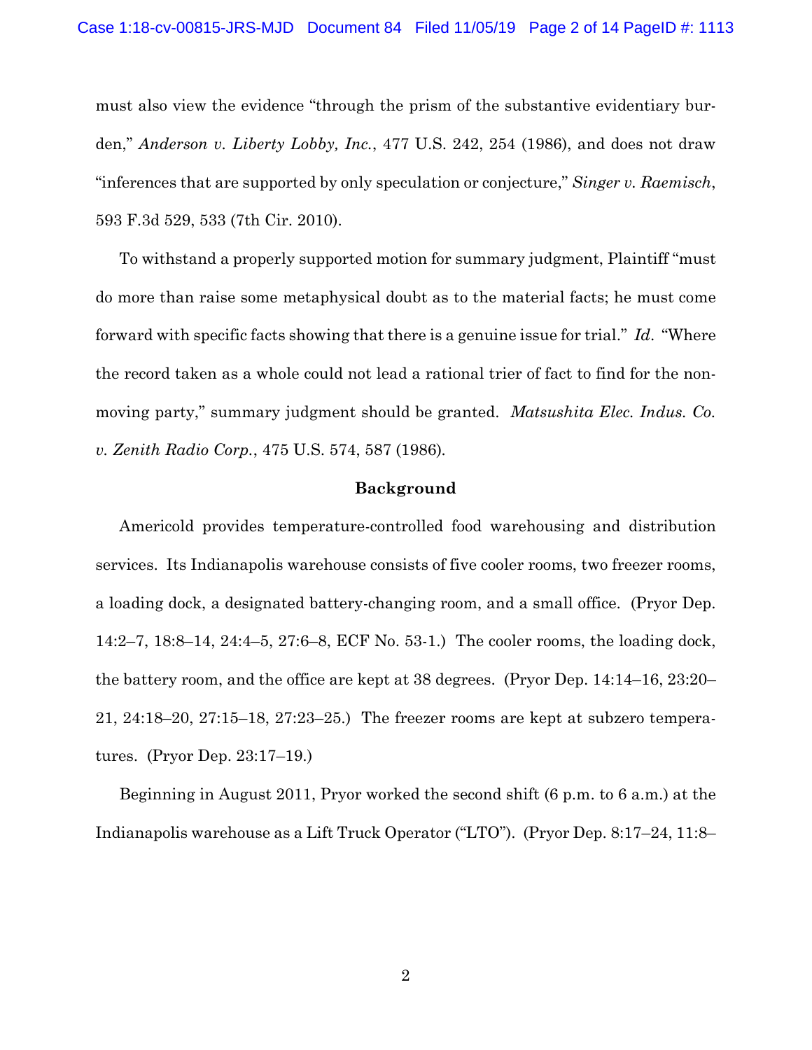must also view the evidence "through the prism of the substantive evidentiary burden," *Anderson v. Liberty Lobby, Inc.*, 477 U.S. 242, 254 (1986), and does not draw "inferences that are supported by only speculation or conjecture," *Singer v. Raemisch*, 593 F.3d 529, 533 (7th Cir. 2010).

To withstand a properly supported motion for summary judgment, Plaintiff "must do more than raise some metaphysical doubt as to the material facts; he must come forward with specific facts showing that there is a genuine issue for trial." *Id*. "Where the record taken as a whole could not lead a rational trier of fact to find for the non-moving party," summary judgment should be granted. *Matsushita Elec. Indus. Co. v. Zenith Radio Corp.*, 475 U.S. 574, 587 (1986).

## Background

Americold provides temperature-controlled food warehousing and distribution services. Its Indianapolis warehouse consists of five cooler rooms, two freezer rooms, a loading dock, a designated battery-changing room, and a small office. (Pryor Dep. 14:2–7, 18:8–14, 24:4–5, 27:6–8, ECF No. 53-1.) The cooler rooms, the loading dock, the battery room, and the office are kept at 38 degrees. (Pryor Dep. 14:14–16, 23:20–21, 24:18–20, 27:15–18, 27:23–25.) The freezer rooms are kept at subzero temperatures. (Pryor Dep. 23:17–19.)

Beginning in August 2011, Pryor worked the second shift (6 p.m. to 6 a.m.) at the Indianapolis warehouse as a Lift Truck Operator ("LTO"). (Pryor Dep. 8:17–24, 11:8–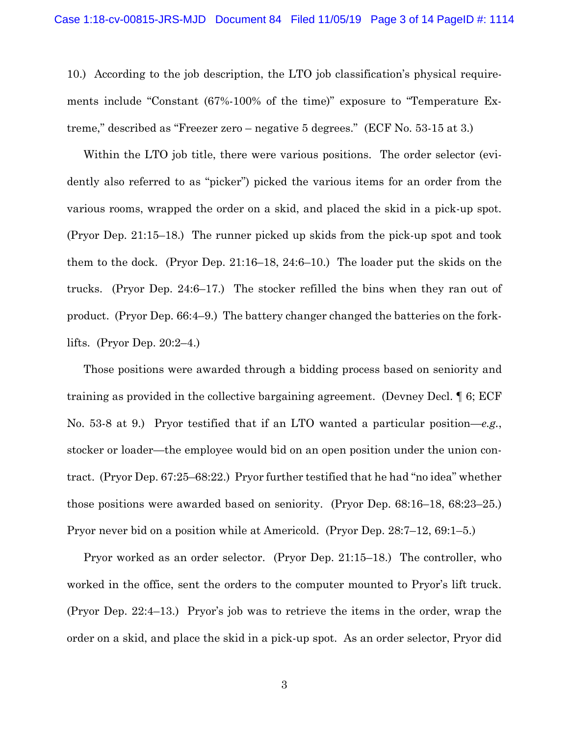10.) According to the job description, the LTO job classification's physical requirements include "Constant (67%-100% of the time)" exposure to "Temperature Extreme," described as "Freezer zero – negative 5 degrees." (ECF No. 53-15 at 3.)

Within the LTO job title, there were various positions. The order selector (evidently also referred to as "picker") picked the various items for an order from the various rooms, wrapped the order on a skid, and placed the skid in a pick-up spot. (Pryor Dep. 21:15–18.) The runner picked up skids from the pick-up spot and took them to the dock. (Pryor Dep. 21:16–18, 24:6–10.) The loader put the skids on the trucks. (Pryor Dep. 24:6–17.) The stocker refilled the bins when they ran out of product. (Pryor Dep. 66:4–9.) The battery changer changed the batteries on the forklifts. (Pryor Dep. 20:2–4.)

Those positions were awarded through a bidding process based on seniority and training as provided in the collective bargaining agreement. (Devney Decl. ¶ 6; ECF No. 53-8 at 9.) Pryor testified that if an LTO wanted a particular position—*e.g.*, stocker or loader—the employee would bid on an open position under the union contract. (Pryor Dep. 67:25–68:22.) Pryor further testified that he had "no idea" whether those positions were awarded based on seniority. (Pryor Dep. 68:16–18, 68:23–25.) Pryor never bid on a position while at Americold. (Pryor Dep. 28:7–12, 69:1–5.)

Pryor worked as an order selector. (Pryor Dep. 21:15–18.) The controller, who worked in the office, sent the orders to the computer mounted to Pryor's lift truck. (Pryor Dep. 22:4–13.) Pryor's job was to retrieve the items in the order, wrap the order on a skid, and place the skid in a pick-up spot. As an order selector, Pryor did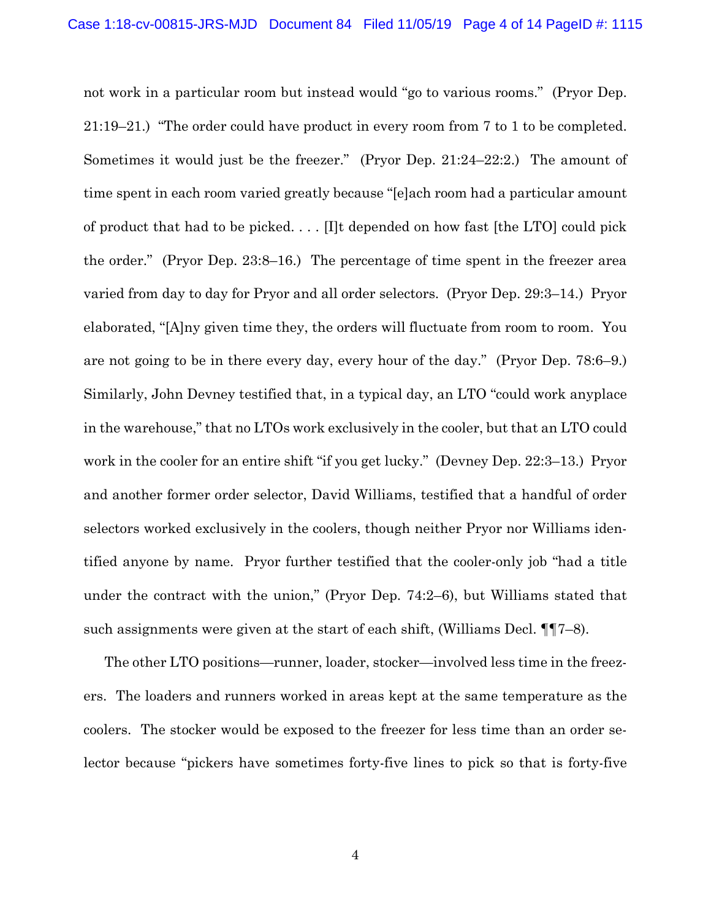not work in a particular room but instead would "go to various rooms." (Pryor Dep. 21:19–21.) "The order could have product in every room from 7 to 1 to be completed. Sometimes it would just be the freezer." (Pryor Dep. 21:24–22:2.) The amount of time spent in each room varied greatly because "[e]ach room had a particular amount of product that had to be picked. . . . [I]t depended on how fast [the LTO] could pick the order." (Pryor Dep. 23:8–16.) The percentage of time spent in the freezer area varied from day to day for Pryor and all order selectors. (Pryor Dep. 29:3–14.) Pryor elaborated, "[A]ny given time they, the orders will fluctuate from room to room. You are not going to be in there every day, every hour of the day." (Pryor Dep. 78:6–9.) Similarly, John Devney testified that, in a typical day, an LTO "could work anyplace in the warehouse," that no LTOs work exclusively in the cooler, but that an LTO could work in the cooler for an entire shift "if you get lucky." (Devney Dep. 22:3–13.) Pryor and another former order selector, David Williams, testified that a handful of order selectors worked exclusively in the coolers, though neither Pryor nor Williams identified anyone by name. Pryor further testified that the cooler-only job "had a title under the contract with the union," (Pryor Dep. 74:2–6), but Williams stated that such assignments were given at the start of each shift, (Williams Decl. ¶¶7–8).

The other LTO positions—runner, loader, stocker—involved less time in the freezers. The loaders and runners worked in areas kept at the same temperature as the coolers. The stocker would be exposed to the freezer for less time than an order selector because "pickers have sometimes forty-five lines to pick so that is forty-five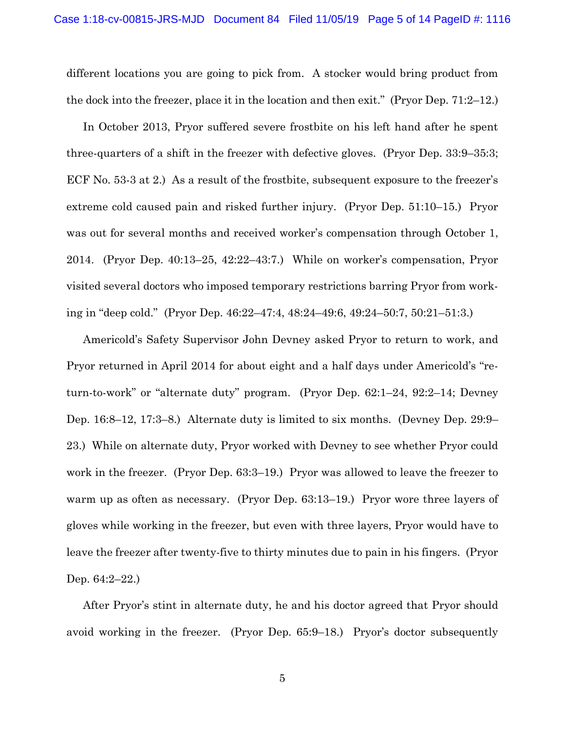different locations you are going to pick from. A stocker would bring product from the dock into the freezer, place it in the location and then exit." (Pryor Dep. 71:2–12.)

In October 2013, Pryor suffered severe frostbite on his left hand after he spent three-quarters of a shift in the freezer with defective gloves. (Pryor Dep. 33:9–35:3; ECF No. 53-3 at 2.) As a result of the frostbite, subsequent exposure to the freezer's extreme cold caused pain and risked further injury. (Pryor Dep. 51:10–15.) Pryor was out for several months and received worker's compensation through October 1, 2014. (Pryor Dep. 40:13–25, 42:22–43:7.) While on worker's compensation, Pryor visited several doctors who imposed temporary restrictions barring Pryor from working in "deep cold." (Pryor Dep. 46:22–47:4, 48:24–49:6, 49:24–50:7, 50:21–51:3.)

Americold's Safety Supervisor John Devney asked Pryor to return to work, and Pryor returned in April 2014 for about eight and a half days under Americold's "return-to-work" or "alternate duty" program. (Pryor Dep. 62:1–24, 92:2–14; Devney Dep. 16:8–12, 17:3–8.) Alternate duty is limited to six months. (Devney Dep. 29:9–23.) While on alternate duty, Pryor worked with Devney to see whether Pryor could work in the freezer. (Pryor Dep. 63:3–19.) Pryor was allowed to leave the freezer to warm up as often as necessary. (Pryor Dep. 63:13–19.) Pryor wore three layers of gloves while working in the freezer, but even with three layers, Pryor would have to leave the freezer after twenty-five to thirty minutes due to pain in his fingers. (Pryor Dep. 64:2–22.)

After Pryor's stint in alternate duty, he and his doctor agreed that Pryor should avoid working in the freezer. (Pryor Dep. 65:9–18.) Pryor's doctor subsequently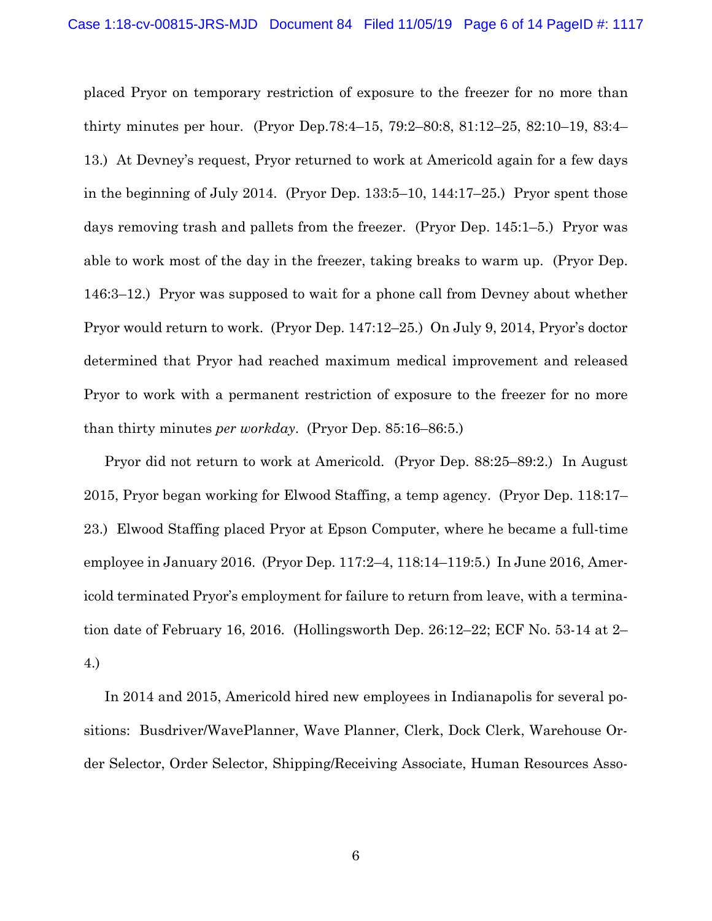placed Pryor on temporary restriction of exposure to the freezer for no more than thirty minutes per hour. (Pryor Dep.78:4–15, 79:2–80:8, 81:12–25, 82:10–19, 83:4–13.) At Devney's request, Pryor returned to work at Americold again for a few days in the beginning of July 2014. (Pryor Dep. 133:5–10, 144:17–25.) Pryor spent those days removing trash and pallets from the freezer. (Pryor Dep. 145:1–5.) Pryor was able to work most of the day in the freezer, taking breaks to warm up. (Pryor Dep. 146:3–12.) Pryor was supposed to wait for a phone call from Devney about whether Pryor would return to work. (Pryor Dep. 147:12–25.) On July 9, 2014, Pryor's doctor determined that Pryor had reached maximum medical improvement and released Pryor to work with a permanent restriction of exposure to the freezer for no more than thirty minutes *per workday*. (Pryor Dep. 85:16–86:5.)

Pryor did not return to work at Americold. (Pryor Dep. 88:25–89:2.) In August 2015, Pryor began working for Elwood Staffing, a temp agency. (Pryor Dep. 118:17–23.) Elwood Staffing placed Pryor at Epson Computer, where he became a full-time employee in January 2016. (Pryor Dep. 117:2–4, 118:14–119:5.) In June 2016, Americold terminated Pryor's employment for failure to return from leave, with a termination date of February 16, 2016. (Hollingsworth Dep. 26:12–22; ECF No. 53-14 at 2–4.)

In 2014 and 2015, Americold hired new employees in Indianapolis for several positions: Busdriver/WavePlanner, Wave Planner, Clerk, Dock Clerk, Warehouse Order Selector, Order Selector, Shipping/Receiving Associate, Human Resources Asso-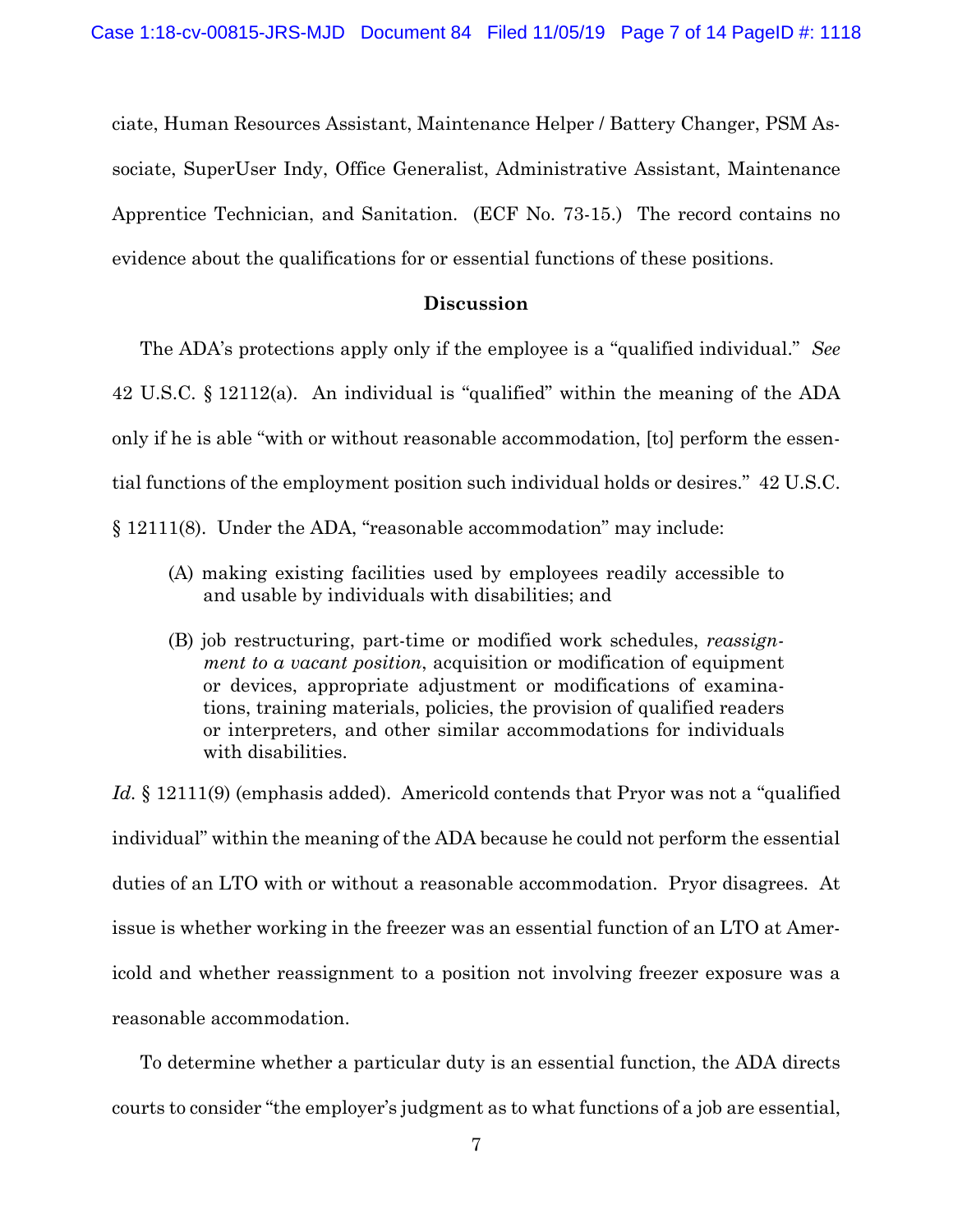ciate, Human Resources Assistant, Maintenance Helper / Battery Changer, PSM Associate, SuperUser Indy, Office Generalist, Administrative Assistant, Maintenance Apprentice Technician, and Sanitation. (ECF No. 73-15.) The record contains no evidence about the qualifications for or essential functions of these positions.

## Discussion

The ADA's protections apply only if the employee is a "qualified individual." *See* 42 U.S.C. § 12112(a). An individual is "qualified" within the meaning of the ADA only if he is able "with or without reasonable accommodation, [to] perform the essential functions of the employment position such individual holds or desires." 42 U.S.C. § 12111(8). Under the ADA, "reasonable accommodation" may include:

> (A) making existing facilities used by employees readily accessible to and usable by individuals with disabilities; and
>
> (B) job restructuring, part-time or modified work schedules, *reassignment to a vacant position*, acquisition or modification of equipment or devices, appropriate adjustment or modifications of examinations, training materials, policies, the provision of qualified readers or interpreters, and other similar accommodations for individuals with disabilities.

*Id.* § 12111(9) (emphasis added). Americold contends that Pryor was not a "qualified individual" within the meaning of the ADA because he could not perform the essential duties of an LTO with or without a reasonable accommodation. Pryor disagrees. At issue is whether working in the freezer was an essential function of an LTO at Americold and whether reassignment to a position not involving freezer exposure was a reasonable accommodation.

To determine whether a particular duty is an essential function, the ADA directs courts to consider "the employer's judgment as to what functions of a job are essential,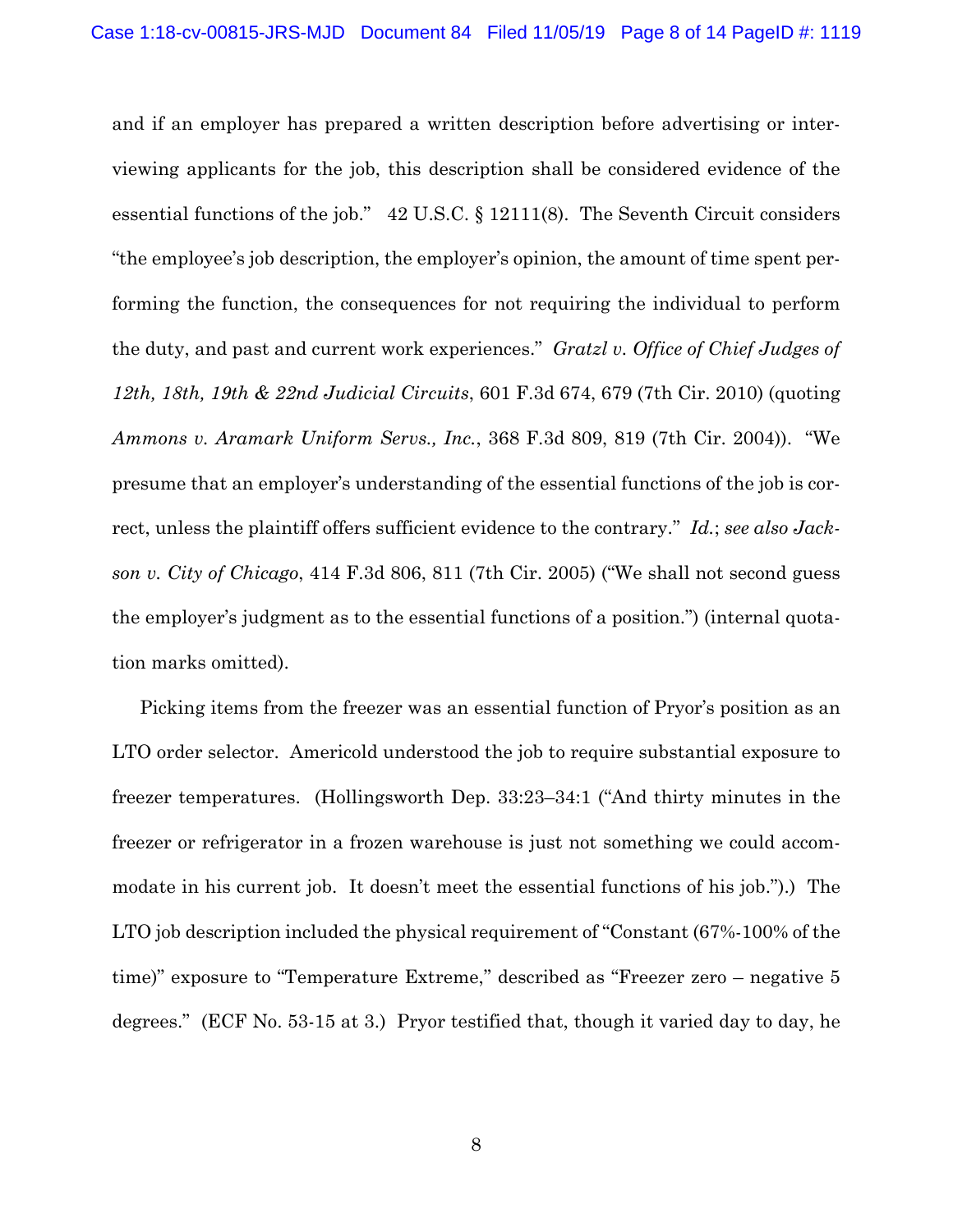and if an employer has prepared a written description before advertising or interviewing applicants for the job, this description shall be considered evidence of the essential functions of the job." 42 U.S.C. § 12111(8). The Seventh Circuit considers "the employee's job description, the employer's opinion, the amount of time spent performing the function, the consequences for not requiring the individual to perform the duty, and past and current work experiences." *Gratzl v. Office of Chief Judges of 12th, 18th, 19th & 22nd Judicial Circuits*, 601 F.3d 674, 679 (7th Cir. 2010) (quoting *Ammons v. Aramark Uniform Servs., Inc.*, 368 F.3d 809, 819 (7th Cir. 2004)). "We presume that an employer's understanding of the essential functions of the job is correct, unless the plaintiff offers sufficient evidence to the contrary." *Id.*; *see also Jackson v. City of Chicago*, 414 F.3d 806, 811 (7th Cir. 2005) ("We shall not second guess the employer's judgment as to the essential functions of a position.") (internal quotation marks omitted).

Picking items from the freezer was an essential function of Pryor's position as an LTO order selector. Americold understood the job to require substantial exposure to freezer temperatures. (Hollingsworth Dep. 33:23–34:1 ("And thirty minutes in the freezer or refrigerator in a frozen warehouse is just not something we could accommodate in his current job. It doesn't meet the essential functions of his job.").) The LTO job description included the physical requirement of "Constant (67%-100% of the time)" exposure to "Temperature Extreme," described as "Freezer zero – negative 5 degrees." (ECF No. 53-15 at 3.) Pryor testified that, though it varied day to day, he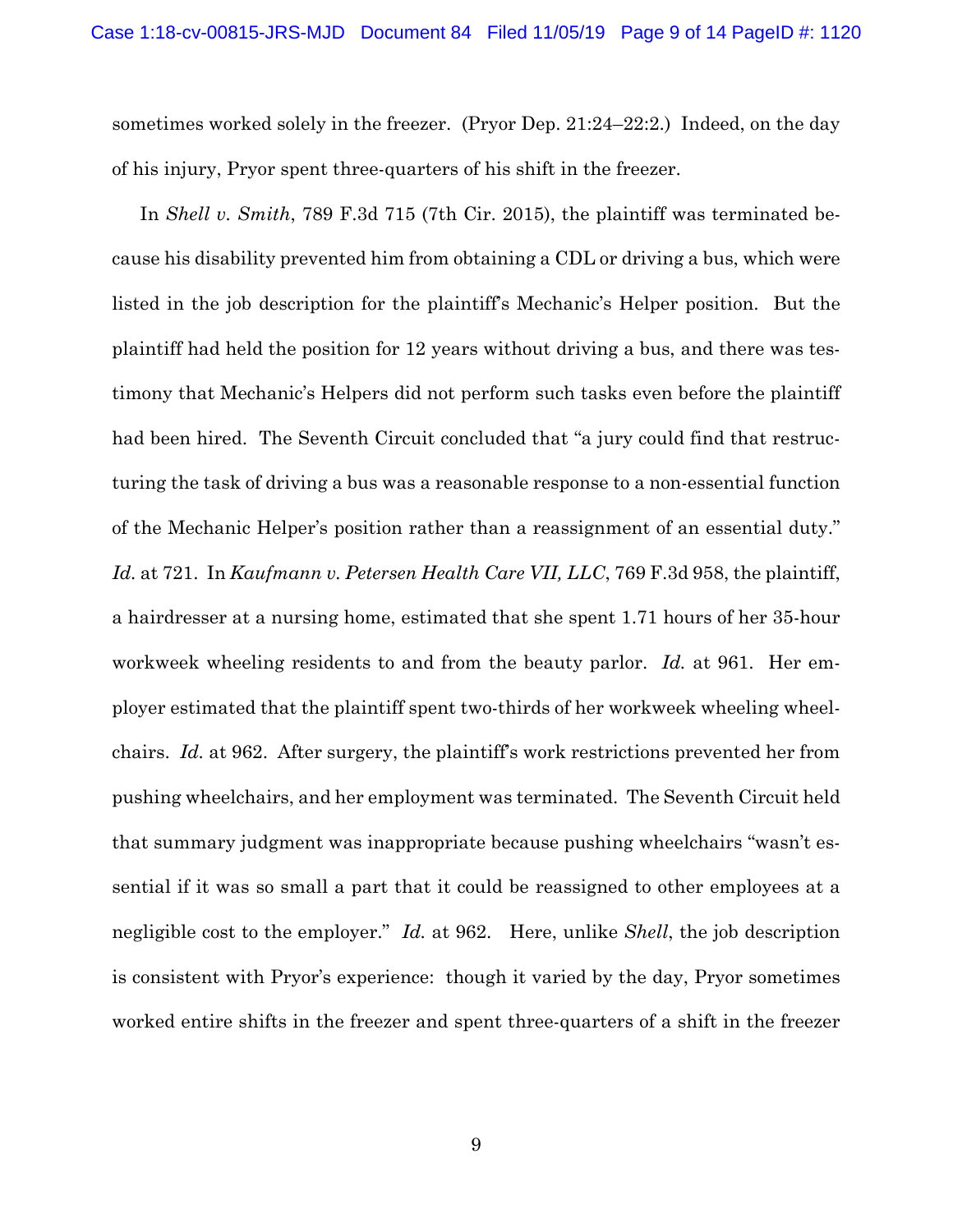sometimes worked solely in the freezer. (Pryor Dep. 21:24–22:2.) Indeed, on the day of his injury, Pryor spent three-quarters of his shift in the freezer.

In *Shell v. Smith*, 789 F.3d 715 (7th Cir. 2015), the plaintiff was terminated because his disability prevented him from obtaining a CDL or driving a bus, which were listed in the job description for the plaintiff's Mechanic's Helper position. But the plaintiff had held the position for 12 years without driving a bus, and there was testimony that Mechanic's Helpers did not perform such tasks even before the plaintiff had been hired. The Seventh Circuit concluded that "a jury could find that restructuring the task of driving a bus was a reasonable response to a non-essential function of the Mechanic Helper's position rather than a reassignment of an essential duty." *Id.* at 721. In *Kaufmann v. Petersen Health Care VII, LLC*, 769 F.3d 958, the plaintiff, a hairdresser at a nursing home, estimated that she spent 1.71 hours of her 35-hour workweek wheeling residents to and from the beauty parlor. *Id.* at 961. Her employer estimated that the plaintiff spent two-thirds of her workweek wheeling wheelchairs. *Id.* at 962. After surgery, the plaintiff's work restrictions prevented her from pushing wheelchairs, and her employment was terminated. The Seventh Circuit held that summary judgment was inappropriate because pushing wheelchairs "wasn't essential if it was so small a part that it could be reassigned to other employees at a negligible cost to the employer." *Id.* at 962. Here, unlike *Shell*, the job description is consistent with Pryor's experience: though it varied by the day, Pryor sometimes worked entire shifts in the freezer and spent three-quarters of a shift in the freezer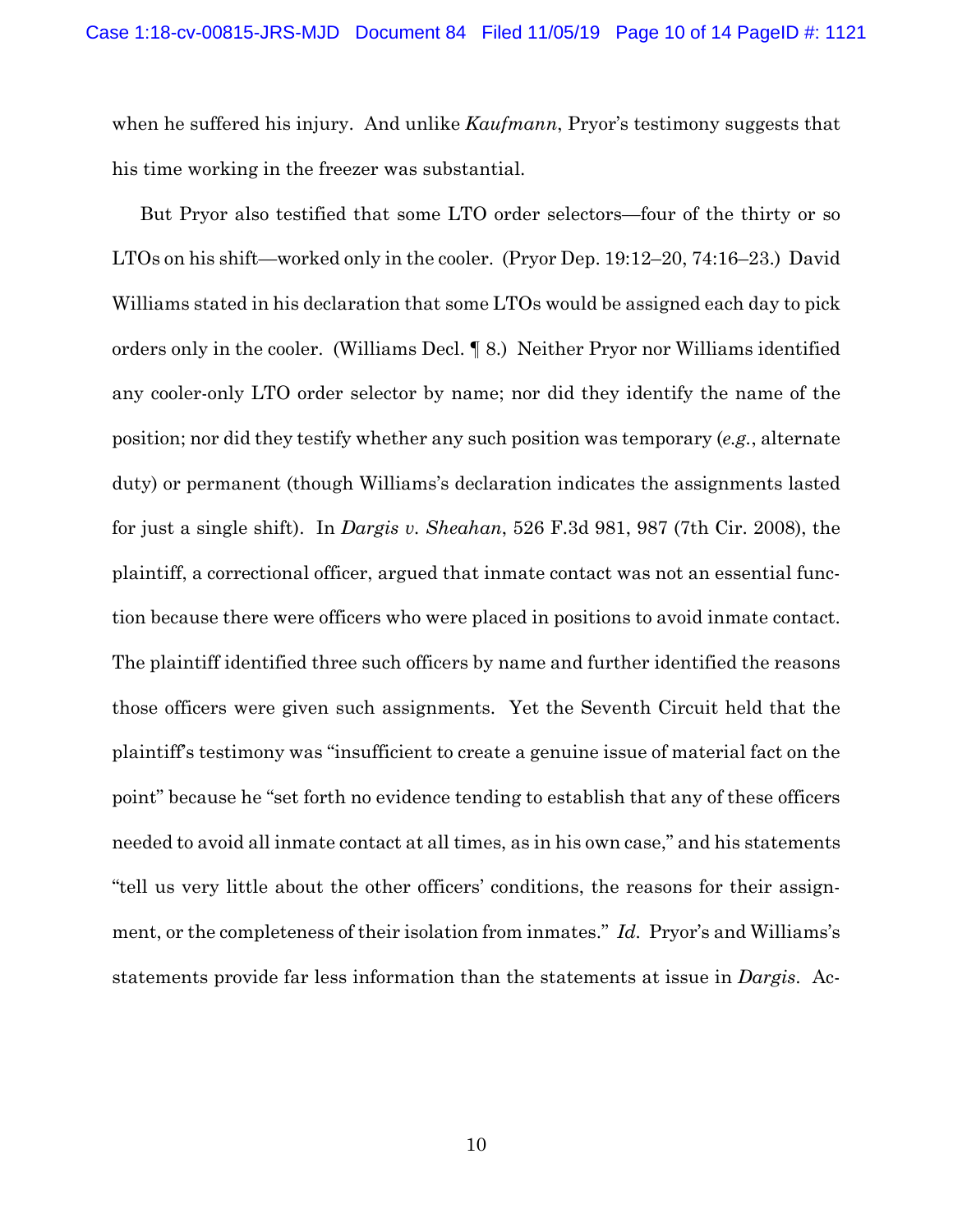when he suffered his injury. And unlike *Kaufmann*, Pryor's testimony suggests that his time working in the freezer was substantial.

But Pryor also testified that some LTO order selectors—four of the thirty or so LTOs on his shift—worked only in the cooler. (Pryor Dep. 19:12–20, 74:16–23.) David Williams stated in his declaration that some LTOs would be assigned each day to pick orders only in the cooler. (Williams Decl. ¶ 8.) Neither Pryor nor Williams identified any cooler-only LTO order selector by name; nor did they identify the name of the position; nor did they testify whether any such position was temporary (*e.g.*, alternate duty) or permanent (though Williams's declaration indicates the assignments lasted for just a single shift). In *Dargis v. Sheahan*, 526 F.3d 981, 987 (7th Cir. 2008), the plaintiff, a correctional officer, argued that inmate contact was not an essential function because there were officers who were placed in positions to avoid inmate contact. The plaintiff identified three such officers by name and further identified the reasons those officers were given such assignments. Yet the Seventh Circuit held that the plaintiff's testimony was "insufficient to create a genuine issue of material fact on the point" because he "set forth no evidence tending to establish that any of these officers needed to avoid all inmate contact at all times, as in his own case," and his statements "tell us very little about the other officers' conditions, the reasons for their assignment, or the completeness of their isolation from inmates." *Id.* Pryor's and Williams's statements provide far less information than the statements at issue in *Dargis*. Ac-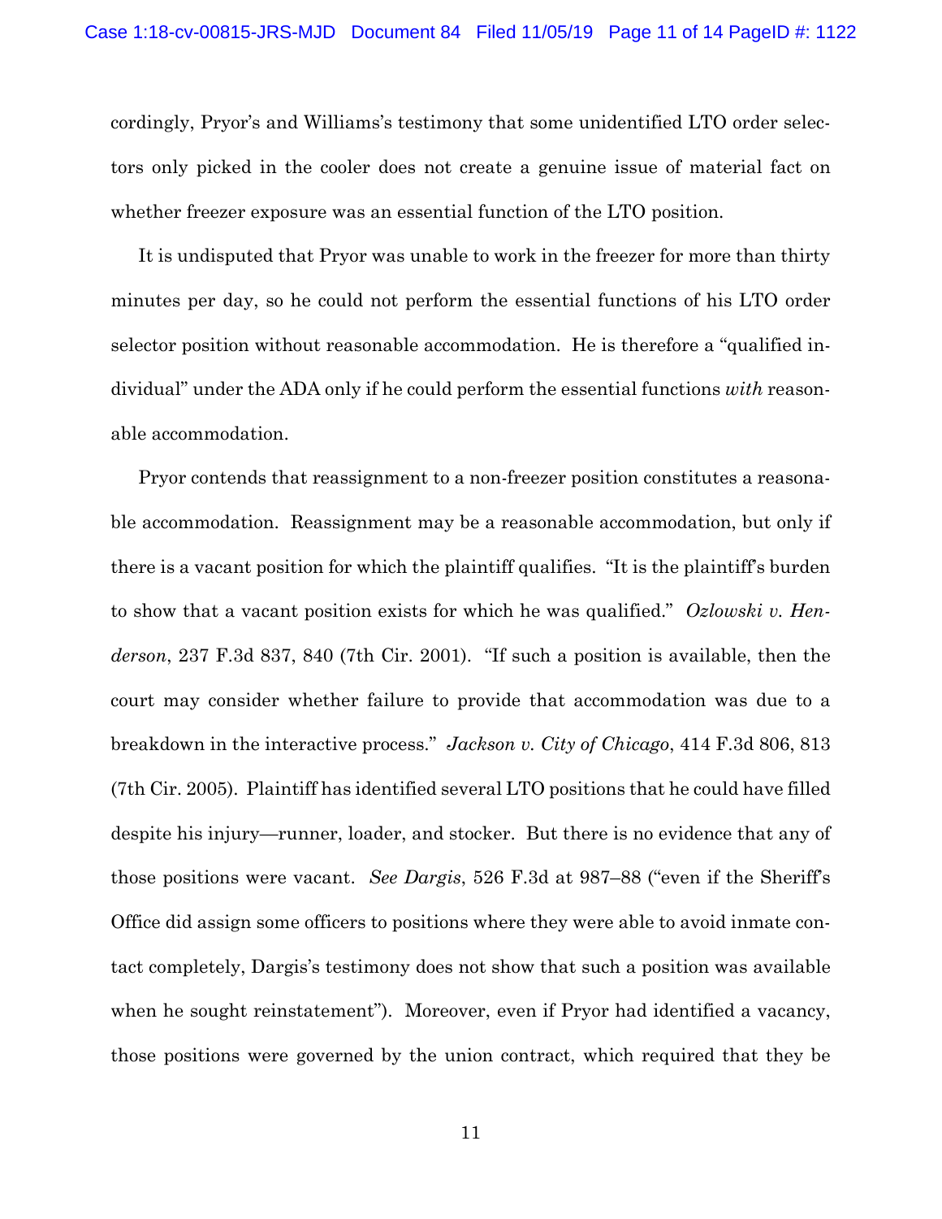cordingly, Pryor's and Williams's testimony that some unidentified LTO order selectors only picked in the cooler does not create a genuine issue of material fact on whether freezer exposure was an essential function of the LTO position.

It is undisputed that Pryor was unable to work in the freezer for more than thirty minutes per day, so he could not perform the essential functions of his LTO order selector position without reasonable accommodation. He is therefore a "qualified individual" under the ADA only if he could perform the essential functions *with* reasonable accommodation.

Pryor contends that reassignment to a non-freezer position constitutes a reasonable accommodation. Reassignment may be a reasonable accommodation, but only if there is a vacant position for which the plaintiff qualifies. "It is the plaintiff's burden to show that a vacant position exists for which he was qualified." *Ozlowski v. Henderson*, 237 F.3d 837, 840 (7th Cir. 2001). "If such a position is available, then the court may consider whether failure to provide that accommodation was due to a breakdown in the interactive process." *Jackson v. City of Chicago*, 414 F.3d 806, 813 (7th Cir. 2005). Plaintiff has identified several LTO positions that he could have filled despite his injury—runner, loader, and stocker. But there is no evidence that any of those positions were vacant. *See Dargis*, 526 F.3d at 987–88 ("even if the Sheriff's Office did assign some officers to positions where they were able to avoid inmate contact completely, Dargis's testimony does not show that such a position was available when he sought reinstatement"). Moreover, even if Pryor had identified a vacancy, those positions were governed by the union contract, which required that they be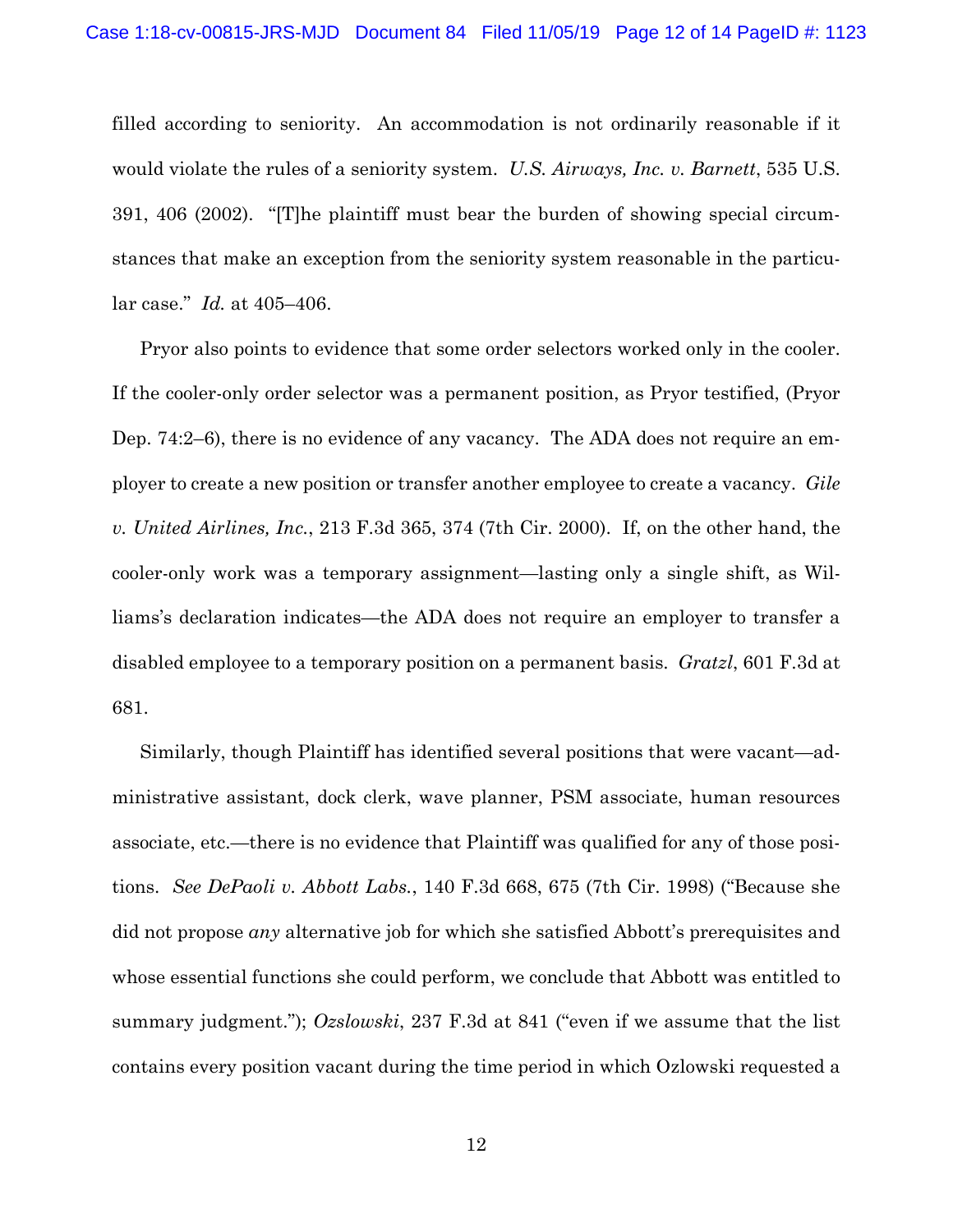filled according to seniority. An accommodation is not ordinarily reasonable if it would violate the rules of a seniority system. *U.S. Airways, Inc. v. Barnett*, 535 U.S. 391, 406 (2002). "[T]he plaintiff must bear the burden of showing special circumstances that make an exception from the seniority system reasonable in the particular case." *Id.* at 405–406.

Pryor also points to evidence that some order selectors worked only in the cooler. If the cooler-only order selector was a permanent position, as Pryor testified, (Pryor Dep. 74:2–6), there is no evidence of any vacancy. The ADA does not require an employer to create a new position or transfer another employee to create a vacancy. *Gile v. United Airlines, Inc.*, 213 F.3d 365, 374 (7th Cir. 2000). If, on the other hand, the cooler-only work was a temporary assignment—lasting only a single shift, as Williams's declaration indicates—the ADA does not require an employer to transfer a disabled employee to a temporary position on a permanent basis. *Gratzl*, 601 F.3d at 681.

Similarly, though Plaintiff has identified several positions that were vacant—administrative assistant, dock clerk, wave planner, PSM associate, human resources associate, etc.—there is no evidence that Plaintiff was qualified for any of those positions. *See DePaoli v. Abbott Labs.*, 140 F.3d 668, 675 (7th Cir. 1998) ("Because she did not propose *any* alternative job for which she satisfied Abbott's prerequisites and whose essential functions she could perform, we conclude that Abbott was entitled to summary judgment."); *Ozslowski*, 237 F.3d at 841 ("even if we assume that the list contains every position vacant during the time period in which Ozlowski requested a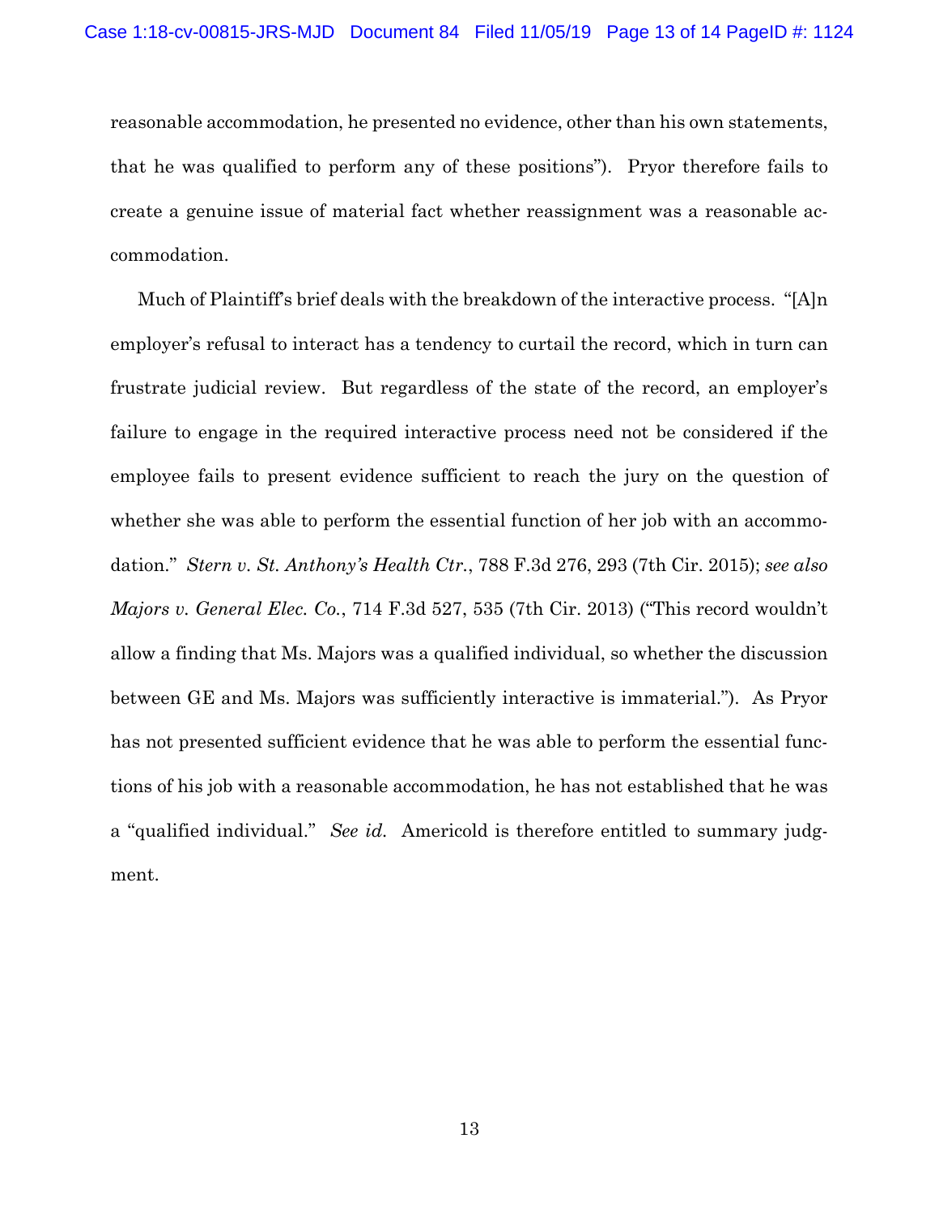reasonable accommodation, he presented no evidence, other than his own statements, that he was qualified to perform any of these positions"). Pryor therefore fails to create a genuine issue of material fact whether reassignment was a reasonable accommodation.

Much of Plaintiff's brief deals with the breakdown of the interactive process. "[A]n employer's refusal to interact has a tendency to curtail the record, which in turn can frustrate judicial review. But regardless of the state of the record, an employer's failure to engage in the required interactive process need not be considered if the employee fails to present evidence sufficient to reach the jury on the question of whether she was able to perform the essential function of her job with an accommodation." *Stern v. St. Anthony's Health Ctr.*, 788 F.3d 276, 293 (7th Cir. 2015); *see also Majors v. General Elec. Co.*, 714 F.3d 527, 535 (7th Cir. 2013) ("This record wouldn't allow a finding that Ms. Majors was a qualified individual, so whether the discussion between GE and Ms. Majors was sufficiently interactive is immaterial."). As Pryor has not presented sufficient evidence that he was able to perform the essential functions of his job with a reasonable accommodation, he has not established that he was a "qualified individual." *See id.* Americold is therefore entitled to summary judgment.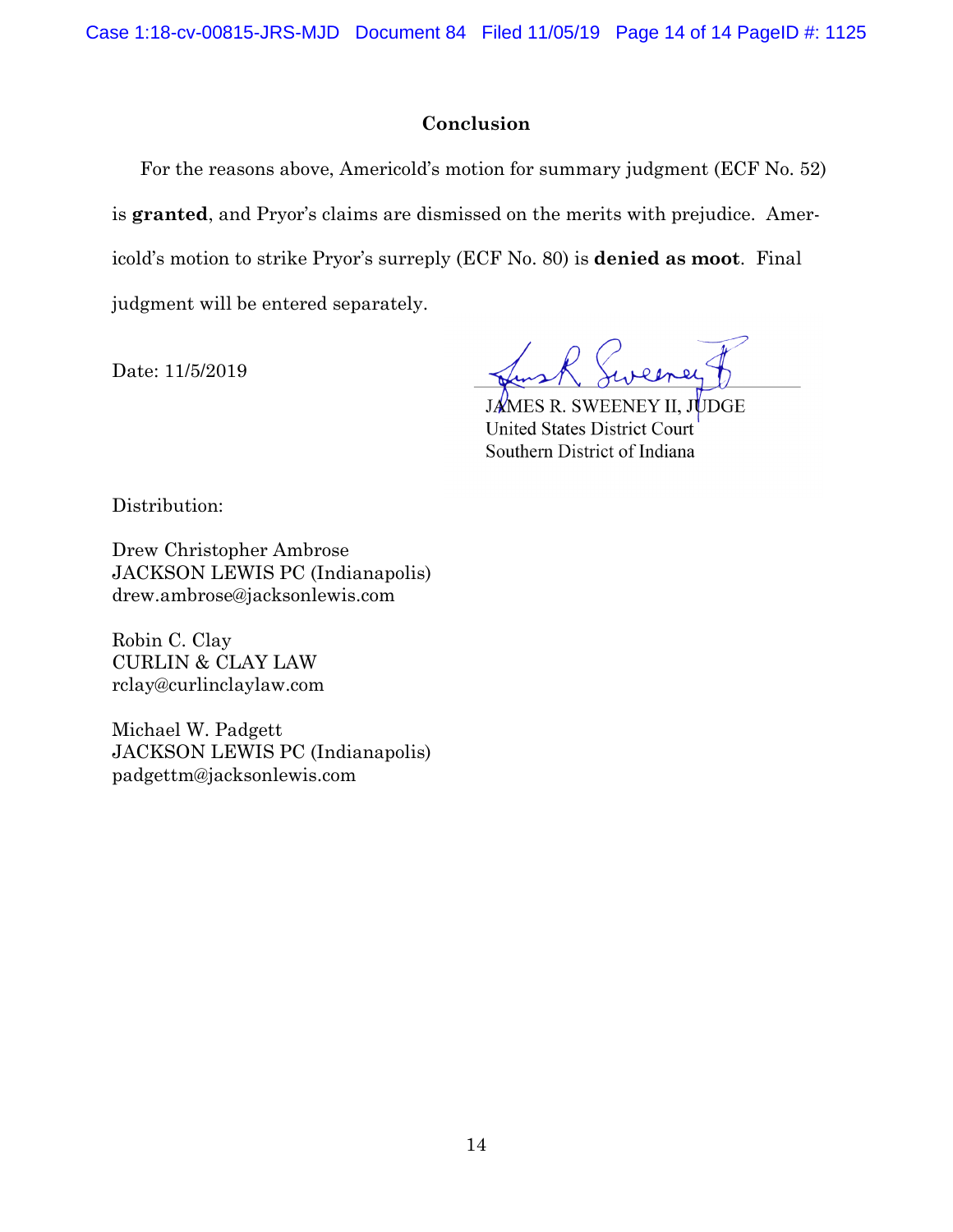## Conclusion

For the reasons above, Americold's motion for summary judgment (ECF No. 52) is **granted**, and Pryor's claims are dismissed on the merits with prejudice. Americold's motion to strike Pryor's surreply (ECF No. 80) is **denied as moot**. Final judgment will be entered separately.

Date: 11/5/2019

JAMES R. SWEENEY II, JUDGE
United States District Court
Southern District of Indiana

Distribution:

Drew Christopher Ambrose
JACKSON LEWIS PC (Indianapolis)
drew.ambrose@jacksonlewis.com

Robin C. Clay
CURLIN & CLAY LAW
rclay@curlinclaylaw.com

Michael W. Padgett
JACKSON LEWIS PC (Indianapolis)
padgettm@jacksonlewis.com